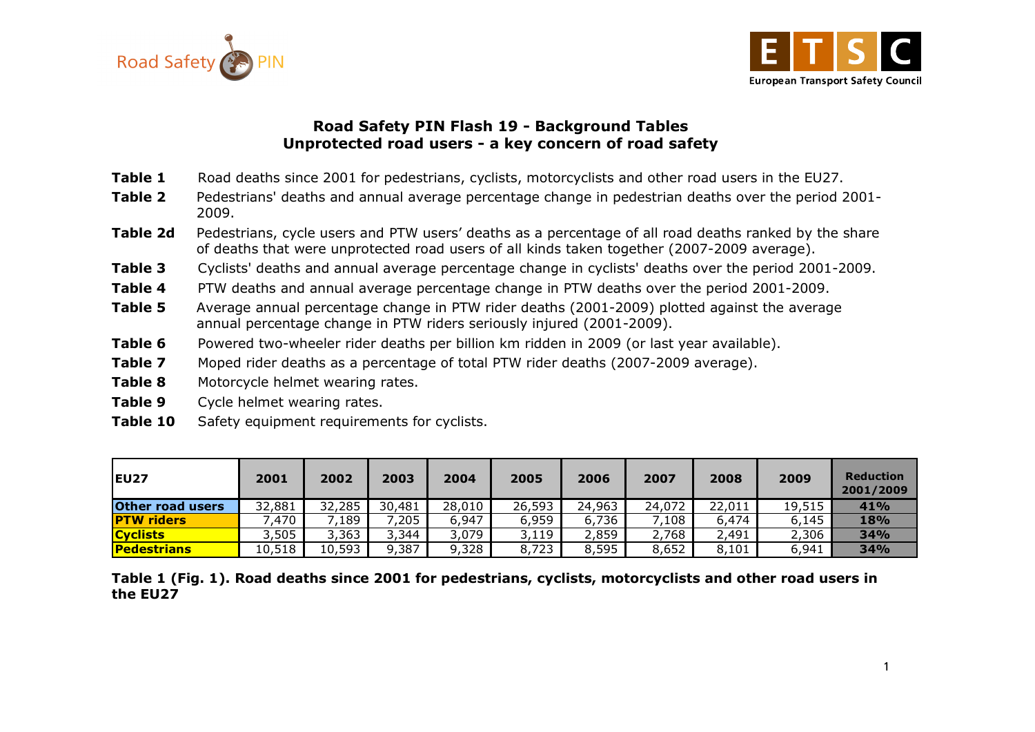Road Safety PIN

European Transport Safety Council

## Road Safety PIN Flash 19 - Background Tables
## Unprotected road users - a key concern of road safety

**Table 1** Road deaths since 2001 for pedestrians, cyclists, motorcyclists and other road users in the EU27.

**Table 2** Pedestrians' deaths and annual average percentage change in pedestrian deaths over the period 2001-2009.

**Table 2d** Pedestrians, cycle users and PTW users' deaths as a percentage of all road deaths ranked by the share of deaths that were unprotected road users of all kinds taken together (2007-2009 average).

**Table 3** Cyclists' deaths and annual average percentage change in cyclists' deaths over the period 2001-2009.

**Table 4** PTW deaths and annual average percentage change in PTW deaths over the period 2001-2009.

**Table 5** Average annual percentage change in PTW rider deaths (2001-2009) plotted against the average annual percentage change in PTW riders seriously injured (2001-2009).

**Table 6** Powered two-wheeler rider deaths per billion km ridden in 2009 (or last year available).

**Table 7** Moped rider deaths as a percentage of total PTW rider deaths (2007-2009 average).

**Table 8** Motorcycle helmet wearing rates.

**Table 9** Cycle helmet wearing rates.

**Table 10** Safety equipment requirements for cyclists.

| EU27 | 2001 | 2002 | 2003 | 2004 | 2005 | 2006 | 2007 | 2008 | 2009 | Reduction 2001/2009 |
|---|---|---|---|---|---|---|---|---|---|---|
| Other road users | 32,881 | 32,285 | 30,481 | 28,010 | 26,593 | 24,963 | 24,072 | 22,011 | 19,515 | 41% |
| PTW riders | 7,470 | 7,189 | 7,205 | 6,947 | 6,959 | 6,736 | 7,108 | 6,474 | 6,145 | 18% |
| Cyclists | 3,505 | 3,363 | 3,344 | 3,079 | 3,119 | 2,859 | 2,768 | 2,491 | 2,306 | 34% |
| Pedestrians | 10,518 | 10,593 | 9,387 | 9,328 | 8,723 | 8,595 | 8,652 | 8,101 | 6,941 | 34% |

**Table 1 (Fig. 1). Road deaths since 2001 for pedestrians, cyclists, motorcyclists and other road users in the EU27**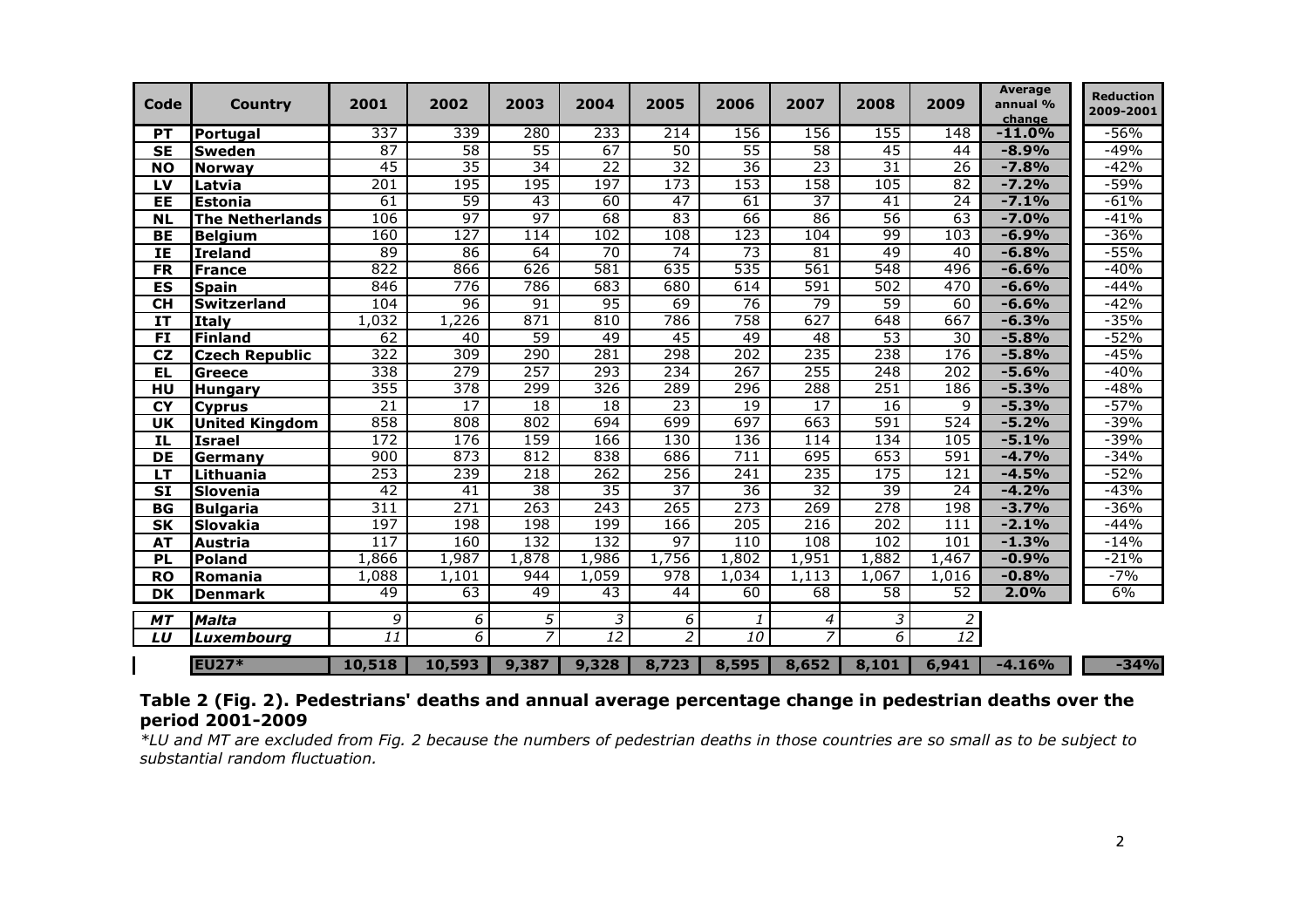| Code | Country | 2001 | 2002 | 2003 | 2004 | 2005 | 2006 | 2007 | 2008 | 2009 | Average annual % change | Reduction 2009-2001 |
|---|---|---|---|---|---|---|---|---|---|---|---|---|
| **PT** | **Portugal** | 337 | 339 | 280 | 233 | 214 | 156 | 156 | 155 | 148 | **-11.0%** | -56% |
| **SE** | **Sweden** | 87 | 58 | 55 | 67 | 50 | 55 | 58 | 45 | 44 | **-8.9%** | -49% |
| **NO** | **Norway** | 45 | 35 | 34 | 22 | 32 | 36 | 23 | 31 | 26 | **-7.8%** | -42% |
| **LV** | **Latvia** | 201 | 195 | 195 | 197 | 173 | 153 | 158 | 105 | 82 | **-7.2%** | -59% |
| **EE** | **Estonia** | 61 | 59 | 43 | 60 | 47 | 61 | 37 | 41 | 24 | **-7.1%** | -61% |
| **NL** | **The Netherlands** | 106 | 97 | 97 | 68 | 83 | 66 | 86 | 56 | 63 | **-7.0%** | -41% |
| **BE** | **Belgium** | 160 | 127 | 114 | 102 | 108 | 123 | 104 | 99 | 103 | **-6.9%** | -36% |
| **IE** | **Ireland** | 89 | 86 | 64 | 70 | 74 | 73 | 81 | 49 | 40 | **-6.8%** | -55% |
| **FR** | **France** | 822 | 866 | 626 | 581 | 635 | 535 | 561 | 548 | 496 | **-6.6%** | -40% |
| **ES** | **Spain** | 846 | 776 | 786 | 683 | 680 | 614 | 591 | 502 | 470 | **-6.6%** | -44% |
| **CH** | **Switzerland** | 104 | 96 | 91 | 95 | 69 | 76 | 79 | 59 | 60 | **-6.6%** | -42% |
| **IT** | **Italy** | 1,032 | 1,226 | 871 | 810 | 786 | 758 | 627 | 648 | 667 | **-6.3%** | -35% |
| **FI** | **Finland** | 62 | 40 | 59 | 49 | 45 | 49 | 48 | 53 | 30 | **-5.8%** | -52% |
| **CZ** | **Czech Republic** | 322 | 309 | 290 | 281 | 298 | 202 | 235 | 238 | 176 | **-5.8%** | -45% |
| **EL** | **Greece** | 338 | 279 | 257 | 293 | 234 | 267 | 255 | 248 | 202 | **-5.6%** | -40% |
| **HU** | **Hungary** | 355 | 378 | 299 | 326 | 289 | 296 | 288 | 251 | 186 | **-5.3%** | -48% |
| **CY** | **Cyprus** | 21 | 17 | 18 | 18 | 23 | 19 | 17 | 16 | 9 | **-5.3%** | -57% |
| **UK** | **United Kingdom** | 858 | 808 | 802 | 694 | 699 | 697 | 663 | 591 | 524 | **-5.2%** | -39% |
| **IL** | **Israel** | 172 | 176 | 159 | 166 | 130 | 136 | 114 | 134 | 105 | **-5.1%** | -39% |
| **DE** | **Germany** | 900 | 873 | 812 | 838 | 686 | 711 | 695 | 653 | 591 | **-4.7%** | -34% |
| **LT** | **Lithuania** | 253 | 239 | 218 | 262 | 256 | 241 | 235 | 175 | 121 | **-4.5%** | -52% |
| **SI** | **Slovenia** | 42 | 41 | 38 | 35 | 37 | 36 | 32 | 39 | 24 | **-4.2%** | -43% |
| **BG** | **Bulgaria** | 311 | 271 | 263 | 243 | 265 | 273 | 269 | 278 | 198 | **-3.7%** | -36% |
| **SK** | **Slovakia** | 197 | 198 | 198 | 199 | 166 | 205 | 216 | 202 | 111 | **-2.1%** | -44% |
| **AT** | **Austria** | 117 | 160 | 132 | 132 | 97 | 110 | 108 | 102 | 101 | **-1.3%** | -14% |
| **PL** | **Poland** | 1,866 | 1,987 | 1,878 | 1,986 | 1,756 | 1,802 | 1,951 | 1,882 | 1,467 | **-0.9%** | -21% |
| **RO** | **Romania** | 1,088 | 1,101 | 944 | 1,059 | 978 | 1,034 | 1,113 | 1,067 | 1,016 | **-0.8%** | -7% |
| **DK** | **Denmark** | 49 | 63 | 49 | 43 | 44 | 60 | 68 | 58 | 52 | **2.0%** | 6% |
| ***MT*** | ***Malta*** | *9* | *6* | *5* | *3* | *6* | *1* | *4* | *3* | *2* | | |
| ***LU*** | ***Luxembourg*** | *11* | *6* | *7* | *12* | *2* | *10* | *7* | *6* | *12* | | |
| | **EU27*** | **10,518** | **10,593** | **9,387** | **9,328** | **8,723** | **8,595** | **8,652** | **8,101** | **6,941** | **-4.16%** | **-34%** |

**Table 2 (Fig. 2). Pedestrians' deaths and annual average percentage change in pedestrian deaths over the period 2001-2009**

*\*LU and MT are excluded from Fig. 2 because the numbers of pedestrian deaths in those countries are so small as to be subject to substantial random fluctuation.*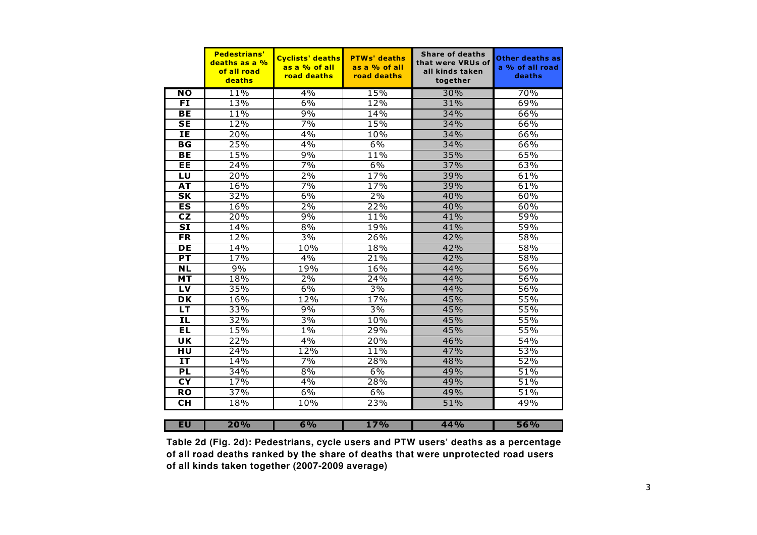| | Pedestrians' deaths as a % of all road deaths | Cyclists' deaths as a % of all road deaths | PTWs' deaths as a % of all road deaths | Share of deaths that were VRUs of all kinds taken together | Other deaths as a % of all road deaths |
|---|---|---|---|---|---|
| **NO** | 11% | 4% | 15% | 30% | 70% |
| **FI** | 13% | 6% | 12% | 31% | 69% |
| **BE** | 11% | 9% | 14% | 34% | 66% |
| **SE** | 12% | 7% | 15% | 34% | 66% |
| **IE** | 20% | 4% | 10% | 34% | 66% |
| **BG** | 25% | 4% | 6% | 34% | 66% |
| **BE** | 15% | 9% | 11% | 35% | 65% |
| **EE** | 24% | 7% | 6% | 37% | 63% |
| **LU** | 20% | 2% | 17% | 39% | 61% |
| **AT** | 16% | 7% | 17% | 39% | 61% |
| **SK** | 32% | 6% | 2% | 40% | 60% |
| **ES** | 16% | 2% | 22% | 40% | 60% |
| **CZ** | 20% | 9% | 11% | 41% | 59% |
| **SI** | 14% | 8% | 19% | 41% | 59% |
| **FR** | 12% | 3% | 26% | 42% | 58% |
| **DE** | 14% | 10% | 18% | 42% | 58% |
| **PT** | 17% | 4% | 21% | 42% | 58% |
| **NL** | 9% | 19% | 16% | 44% | 56% |
| **MT** | 18% | 2% | 24% | 44% | 56% |
| **LV** | 35% | 6% | 3% | 44% | 56% |
| **DK** | 16% | 12% | 17% | 45% | 55% |
| **LT** | 33% | 9% | 3% | 45% | 55% |
| **IL** | 32% | 3% | 10% | 45% | 55% |
| **EL** | 15% | 1% | 29% | 45% | 55% |
| **UK** | 22% | 4% | 20% | 46% | 54% |
| **HU** | 24% | 12% | 11% | 47% | 53% |
| **IT** | 14% | 7% | 28% | 48% | 52% |
| **PL** | 34% | 8% | 6% | 49% | 51% |
| **CY** | 17% | 4% | 28% | 49% | 51% |
| **RO** | 37% | 6% | 6% | 49% | 51% |
| **CH** | 18% | 10% | 23% | 51% | 49% |
| **EU** | **20%** | **6%** | **17%** | **44%** | **56%** |

**Table 2d (Fig. 2d): Pedestrians, cycle users and PTW users' deaths as a percentage of all road deaths ranked by the share of deaths that were unprotected road users of all kinds taken together (2007-2009 average)**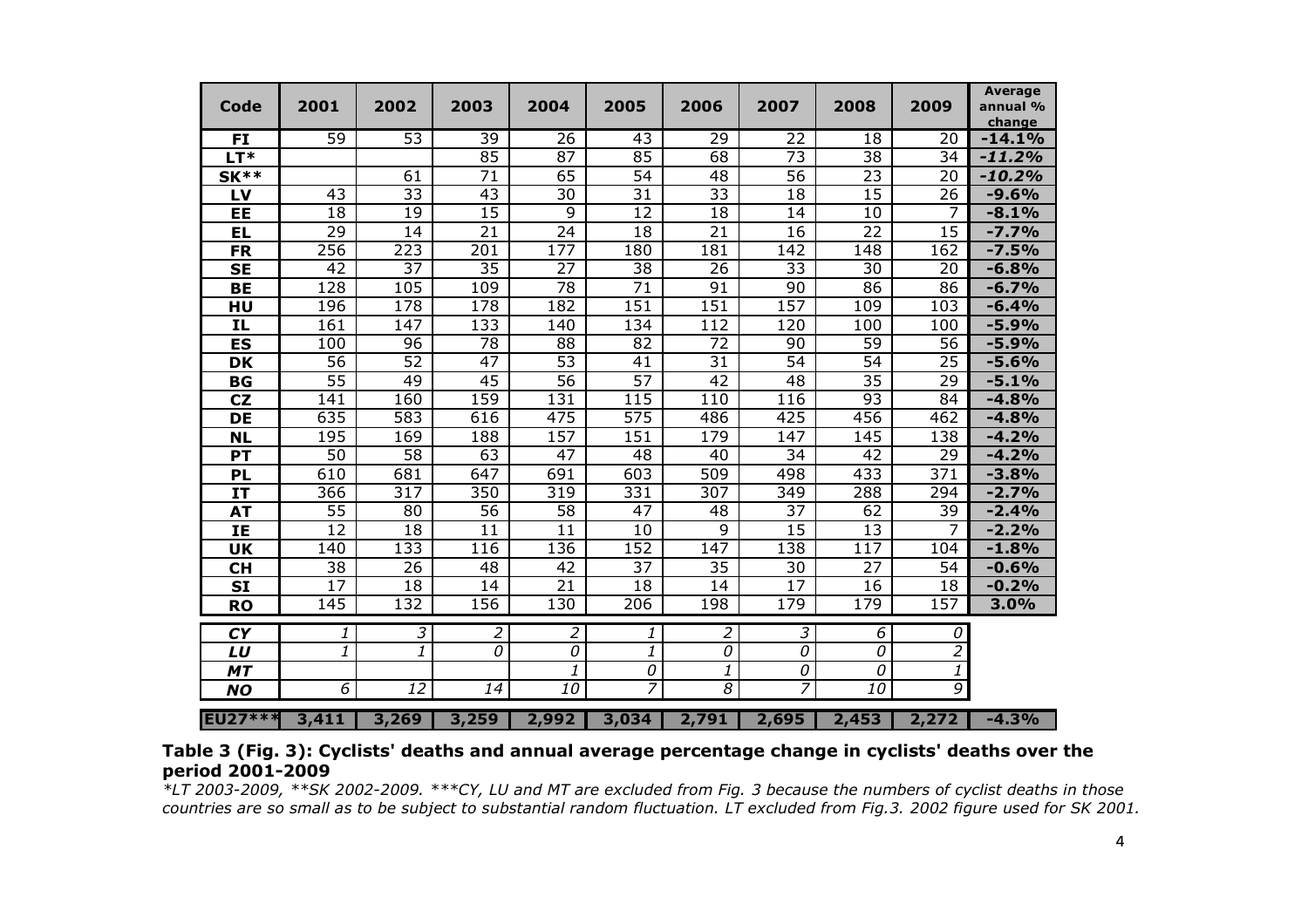| Code | 2001 | 2002 | 2003 | 2004 | 2005 | 2006 | 2007 | 2008 | 2009 | Average annual % change |
|---|---|---|---|---|---|---|---|---|---|---|
| **FI** | 59 | 53 | 39 | 26 | 43 | 29 | 22 | 18 | 20 | **-14.1%** |
| **LT*** | | | 85 | 87 | 85 | 68 | 73 | 38 | 34 | ***-11.2%*** |
| **SK**** | | 61 | 71 | 65 | 54 | 48 | 56 | 23 | 20 | **-10.2%** |
| **LV** | 43 | 33 | 43 | 30 | 31 | 33 | 18 | 15 | 26 | **-9.6%** |
| **EE** | 18 | 19 | 15 | 9 | 12 | 18 | 14 | 10 | 7 | **-8.1%** |
| **EL** | 29 | 14 | 21 | 24 | 18 | 21 | 16 | 22 | 15 | **-7.7%** |
| **FR** | 256 | 223 | 201 | 177 | 180 | 181 | 142 | 148 | 162 | **-7.5%** |
| **SE** | 42 | 37 | 35 | 27 | 38 | 26 | 33 | 30 | 20 | **-6.8%** |
| **BE** | 128 | 105 | 109 | 78 | 71 | 91 | 90 | 86 | 86 | **-6.7%** |
| **HU** | 196 | 178 | 178 | 182 | 151 | 151 | 157 | 109 | 103 | **-6.4%** |
| **IL** | 161 | 147 | 133 | 140 | 134 | 112 | 120 | 100 | 100 | **-5.9%** |
| **ES** | 100 | 96 | 78 | 88 | 82 | 72 | 90 | 59 | 56 | **-5.9%** |
| **DK** | 56 | 52 | 47 | 53 | 41 | 31 | 54 | 54 | 25 | **-5.6%** |
| **BG** | 55 | 49 | 45 | 56 | 57 | 42 | 48 | 35 | 29 | **-5.1%** |
| **CZ** | 141 | 160 | 159 | 131 | 115 | 110 | 116 | 93 | 84 | **-4.8%** |
| **DE** | 635 | 583 | 616 | 475 | 575 | 486 | 425 | 456 | 462 | **-4.8%** |
| **NL** | 195 | 169 | 188 | 157 | 151 | 179 | 147 | 145 | 138 | **-4.2%** |
| **PT** | 50 | 58 | 63 | 47 | 48 | 40 | 34 | 42 | 29 | **-4.2%** |
| **PL** | 610 | 681 | 647 | 691 | 603 | 509 | 498 | 433 | 371 | **-3.8%** |
| **IT** | 366 | 317 | 350 | 319 | 331 | 307 | 349 | 288 | 294 | **-2.7%** |
| **AT** | 55 | 80 | 56 | 58 | 47 | 48 | 37 | 62 | 39 | **-2.4%** |
| **IE** | 12 | 18 | 11 | 11 | 10 | 9 | 15 | 13 | 7 | **-2.2%** |
| **UK** | 140 | 133 | 116 | 136 | 152 | 147 | 138 | 117 | 104 | **-1.8%** |
| **CH** | 38 | 26 | 48 | 42 | 37 | 35 | 30 | 27 | 54 | **-0.6%** |
| **SI** | 17 | 18 | 14 | 21 | 18 | 14 | 17 | 16 | 18 | **-0.2%** |
| **RO** | 145 | 132 | 156 | 130 | 206 | 198 | 179 | 179 | 157 | **3.0%** |
| ***CY*** | *1* | *3* | *2* | *2* | *1* | *2* | *3* | *6* | *0* | |
| ***LU*** | *1* | *1* | *0* | *0* | *1* | *0* | *0* | *0* | *2* | |
| ***MT*** | | | | *1* | *0* | *1* | *0* | *0* | *1* | |
| ***NO*** | *6* | *12* | *14* | *10* | *7* | *8* | *7* | *10* | *9* | |
| **EU27***** | **3,411** | **3,269** | **3,259** | **2,992** | **3,034** | **2,791** | **2,695** | **2,453** | **2,272** | **-4.3%** |

**Table 3 (Fig. 3): Cyclists' deaths and annual average percentage change in cyclists' deaths over the period 2001-2009**

*\*LT 2003-2009, \*\*SK 2002-2009. \*\*\*CY, LU and MT are excluded from Fig. 3 because the numbers of cyclist deaths in those countries are so small as to be subject to substantial random fluctuation. LT excluded from Fig.3. 2002 figure used for SK 2001.*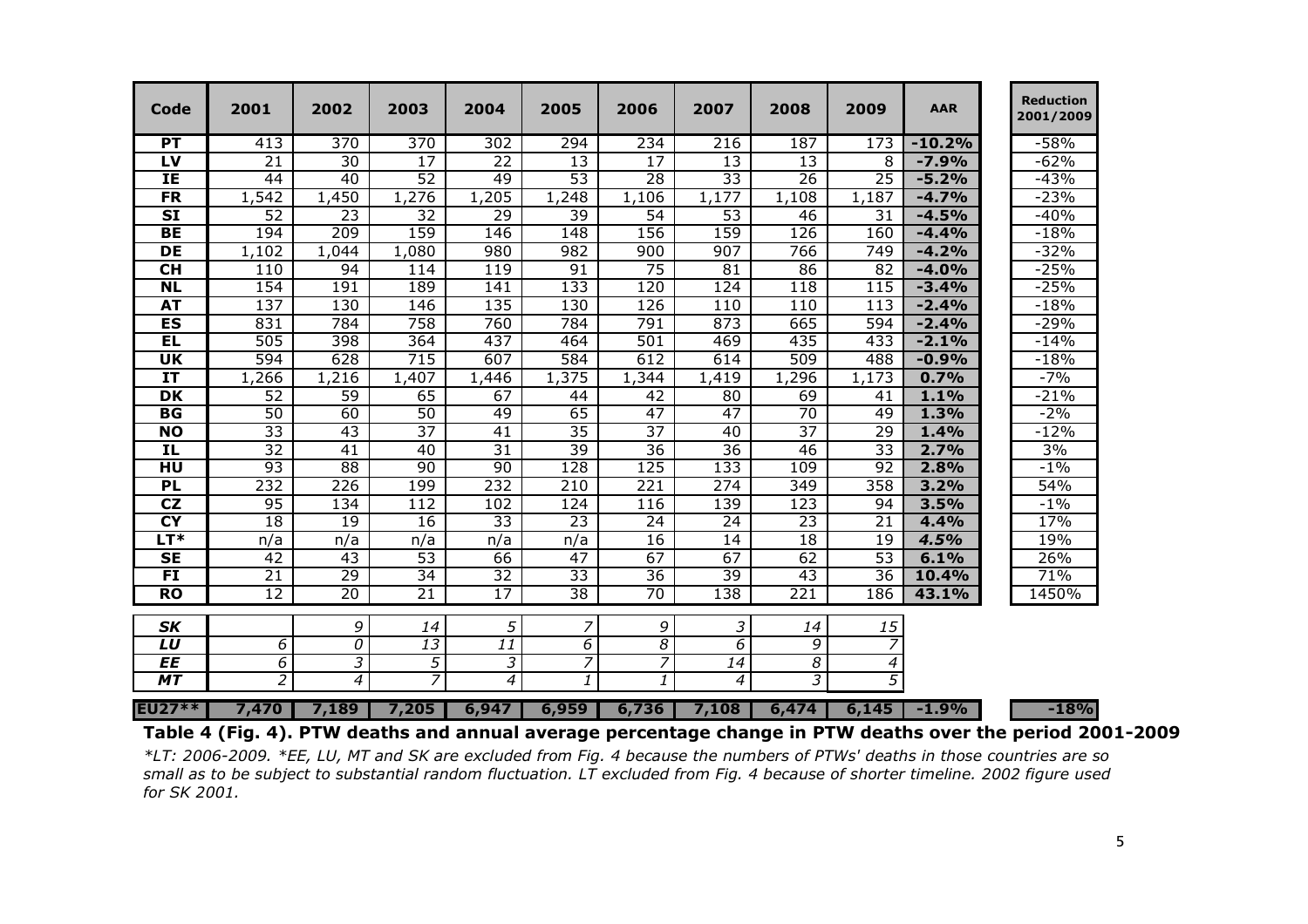| Code | 2001 | 2002 | 2003 | 2004 | 2005 | 2006 | 2007 | 2008 | 2009 | AAR | Reduction 2001/2009 |
|---|---|---|---|---|---|---|---|---|---|---|---|
| **PT** | 413 | 370 | 370 | 302 | 294 | 234 | 216 | 187 | 173 | **-10.2%** | -58% |
| **LV** | 21 | 30 | 17 | 22 | 13 | 17 | 13 | 13 | 8 | **-7.9%** | -62% |
| **IE** | 44 | 40 | 52 | 49 | 53 | 28 | 33 | 26 | 25 | **-5.2%** | -43% |
| **FR** | 1,542 | 1,450 | 1,276 | 1,205 | 1,248 | 1,106 | 1,177 | 1,108 | 1,187 | **-4.7%** | -23% |
| **SI** | 52 | 23 | 32 | 29 | 39 | 54 | 53 | 46 | 31 | **-4.5%** | -40% |
| **BE** | 194 | 209 | 159 | 146 | 148 | 156 | 159 | 126 | 160 | **-4.4%** | -18% |
| **DE** | 1,102 | 1,044 | 1,080 | 980 | 982 | 900 | 907 | 766 | 749 | **-4.2%** | -32% |
| **CH** | 110 | 94 | 114 | 119 | 91 | 75 | 81 | 86 | 82 | **-4.0%** | -25% |
| **NL** | 154 | 191 | 189 | 141 | 133 | 120 | 124 | 118 | 115 | **-3.4%** | -25% |
| **AT** | 137 | 130 | 146 | 135 | 130 | 126 | 110 | 110 | 113 | **-2.4%** | -18% |
| **ES** | 831 | 784 | 758 | 760 | 784 | 791 | 873 | 665 | 594 | **-2.4%** | -29% |
| **EL** | 505 | 398 | 364 | 437 | 464 | 501 | 469 | 435 | 433 | **-2.1%** | -14% |
| **UK** | 594 | 628 | 715 | 607 | 584 | 612 | 614 | 509 | 488 | **-0.9%** | -18% |
| **IT** | 1,266 | 1,216 | 1,407 | 1,446 | 1,375 | 1,344 | 1,419 | 1,296 | 1,173 | **0.7%** | -7% |
| **DK** | 52 | 59 | 65 | 67 | 44 | 42 | 80 | 69 | 41 | **1.1%** | -21% |
| **BG** | 50 | 60 | 50 | 49 | 65 | 47 | 47 | 70 | 49 | **1.3%** | -2% |
| **NO** | 33 | 43 | 37 | 41 | 35 | 37 | 40 | 37 | 29 | **1.4%** | -12% |
| **IL** | 32 | 41 | 40 | 31 | 39 | 36 | 36 | 46 | 33 | **2.7%** | 3% |
| **HU** | 93 | 88 | 90 | 90 | 128 | 125 | 133 | 109 | 92 | **2.8%** | -1% |
| **PL** | 232 | 226 | 199 | 232 | 210 | 221 | 274 | 349 | 358 | **3.2%** | 54% |
| **CZ** | 95 | 134 | 112 | 102 | 124 | 116 | 139 | 123 | 94 | **3.5%** | -1% |
| **CY** | 18 | 19 | 16 | 33 | 23 | 24 | 24 | 23 | 21 | **4.4%** | 17% |
| **LT*** | n/a | n/a | n/a | n/a | n/a | 16 | 14 | 18 | 19 | ***4.5%*** | 19% |
| **SE** | 42 | 43 | 53 | 66 | 47 | 67 | 67 | 62 | 53 | **6.1%** | 26% |
| **FI** | 21 | 29 | 34 | 32 | 33 | 36 | 39 | 43 | 36 | **10.4%** | 71% |
| **RO** | 12 | 20 | 21 | 17 | 38 | 70 | 138 | 221 | 186 | **43.1%** | 1450% |
| ***SK*** | | *9* | *14* | *5* | *7* | *9* | *3* | *14* | *15* | | |
| ***LU*** | *6* | *0* | *13* | *11* | *6* | *8* | *6* | *9* | *7* | | |
| ***EE*** | *6* | *3* | *5* | *3* | *7* | *7* | *14* | *8* | *4* | | |
| ***MT*** | *2* | *4* | *7* | *4* | *1* | *1* | *4* | *3* | *5* | | |
| **EU27**** | **7,470** | **7,189** | **7,205** | **6,947** | **6,959** | **6,736** | **7,108** | **6,474** | **6,145** | **-1.9%** | **-18%** |

**Table 4 (Fig. 4). PTW deaths and annual average percentage change in PTW deaths over the period 2001-2009**

*\*LT: 2006-2009. \*EE, LU, MT and SK are excluded from Fig. 4 because the numbers of PTWs' deaths in those countries are so small as to be subject to substantial random fluctuation. LT excluded from Fig. 4 because of shorter timeline. 2002 figure used for SK 2001.*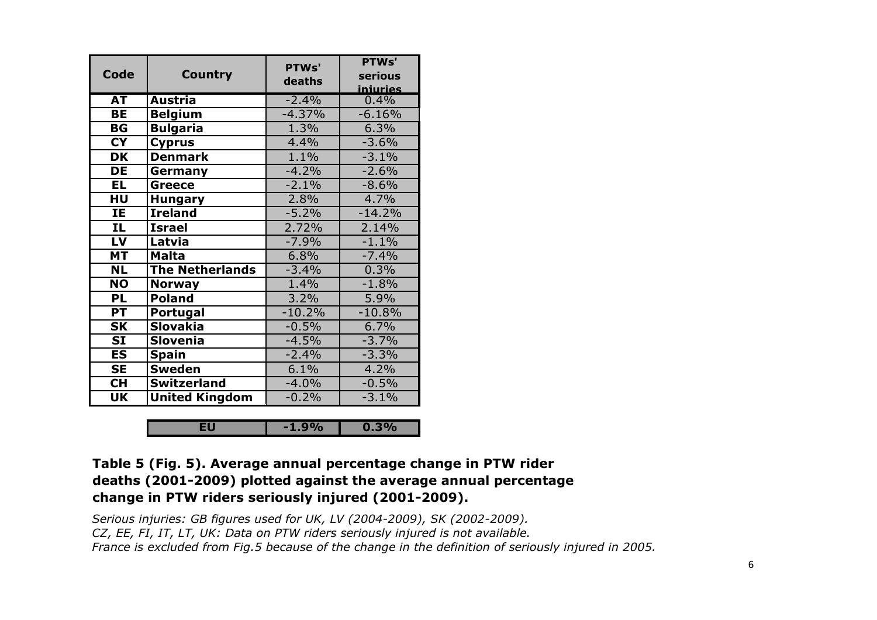| Code | Country | PTWs' deaths | PTWs' serious injuries |
|---|---|---|---|
| AT | Austria | -2.4% | 0.4% |
| BE | Belgium | -4.37% | -6.16% |
| BG | Bulgaria | 1.3% | 6.3% |
| CY | Cyprus | 4.4% | -3.6% |
| DK | Denmark | 1.1% | -3.1% |
| DE | Germany | -4.2% | -2.6% |
| EL | Greece | -2.1% | -8.6% |
| HU | Hungary | 2.8% | 4.7% |
| IE | Ireland | -5.2% | -14.2% |
| IL | Israel | 2.72% | 2.14% |
| LV | Latvia | -7.9% | -1.1% |
| MT | Malta | 6.8% | -7.4% |
| NL | The Netherlands | -3.4% | 0.3% |
| NO | Norway | 1.4% | -1.8% |
| PL | Poland | 3.2% | 5.9% |
| PT | Portugal | -10.2% | -10.8% |
| SK | Slovakia | -0.5% | 6.7% |
| SI | Slovenia | -4.5% | -3.7% |
| ES | Spain | -2.4% | -3.3% |
| SE | Sweden | 6.1% | 4.2% |
| CH | Switzerland | -4.0% | -0.5% |
| UK | United Kingdom | -0.2% | -3.1% |
| | **EU** | **-1.9%** | **0.3%** |

**Table 5 (Fig. 5). Average annual percentage change in PTW rider deaths (2001-2009) plotted against the average annual percentage change in PTW riders seriously injured (2001-2009).**

*Serious injuries: GB figures used for UK, LV (2004-2009), SK (2002-2009).*
*CZ, EE, FI, IT, LT, UK: Data on PTW riders seriously injured is not available.*
*France is excluded from Fig.5 because of the change in the definition of seriously injured in 2005.*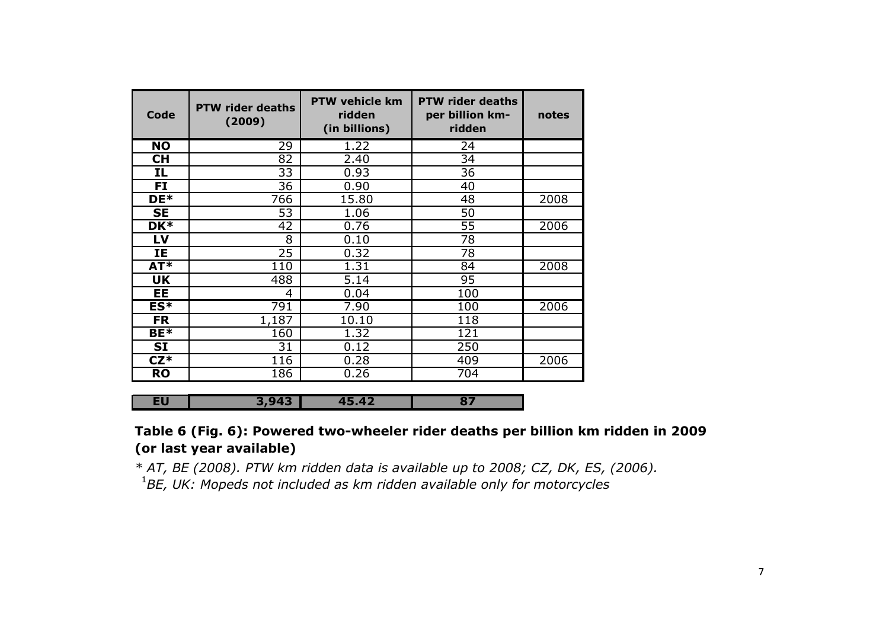| Code | PTW rider deaths (2009) | PTW vehicle km ridden (in billions) | PTW rider deaths per billion km-ridden | notes |
|---|---|---|---|---|
| **NO** | 29 | 1.22 | 24 | |
| **CH** | 82 | 2.40 | 34 | |
| **IL** | 33 | 0.93 | 36 | |
| **FI** | 36 | 0.90 | 40 | |
| **DE*** | 766 | 15.80 | 48 | 2008 |
| **SE** | 53 | 1.06 | 50 | |
| **DK*** | 42 | 0.76 | 55 | 2006 |
| **LV** | 8 | 0.10 | 78 | |
| **IE** | 25 | 0.32 | 78 | |
| **AT*** | 110 | 1.31 | 84 | 2008 |
| **UK** | 488 | 5.14 | 95 | |
| **EE** | 4 | 0.04 | 100 | |
| **ES*** | 791 | 7.90 | 100 | 2006 |
| **FR** | 1,187 | 10.10 | 118 | |
| **BE*** | 160 | 1.32 | 121 | |
| **SI** | 31 | 0.12 | 250 | |
| **CZ*** | 116 | 0.28 | 409 | 2006 |
| **RO** | 186 | 0.26 | 704 | |
| **EU** | **3,943** | **45.42** | **87** | |

**Table 6 (Fig. 6): Powered two-wheeler rider deaths per billion km ridden in 2009 (or last year available)**

*\* AT, BE (2008). PTW km ridden data is available up to 2008; CZ, DK, ES, (2006).*

[1]*BE, UK: Mopeds not included as km ridden available only for motorcycles*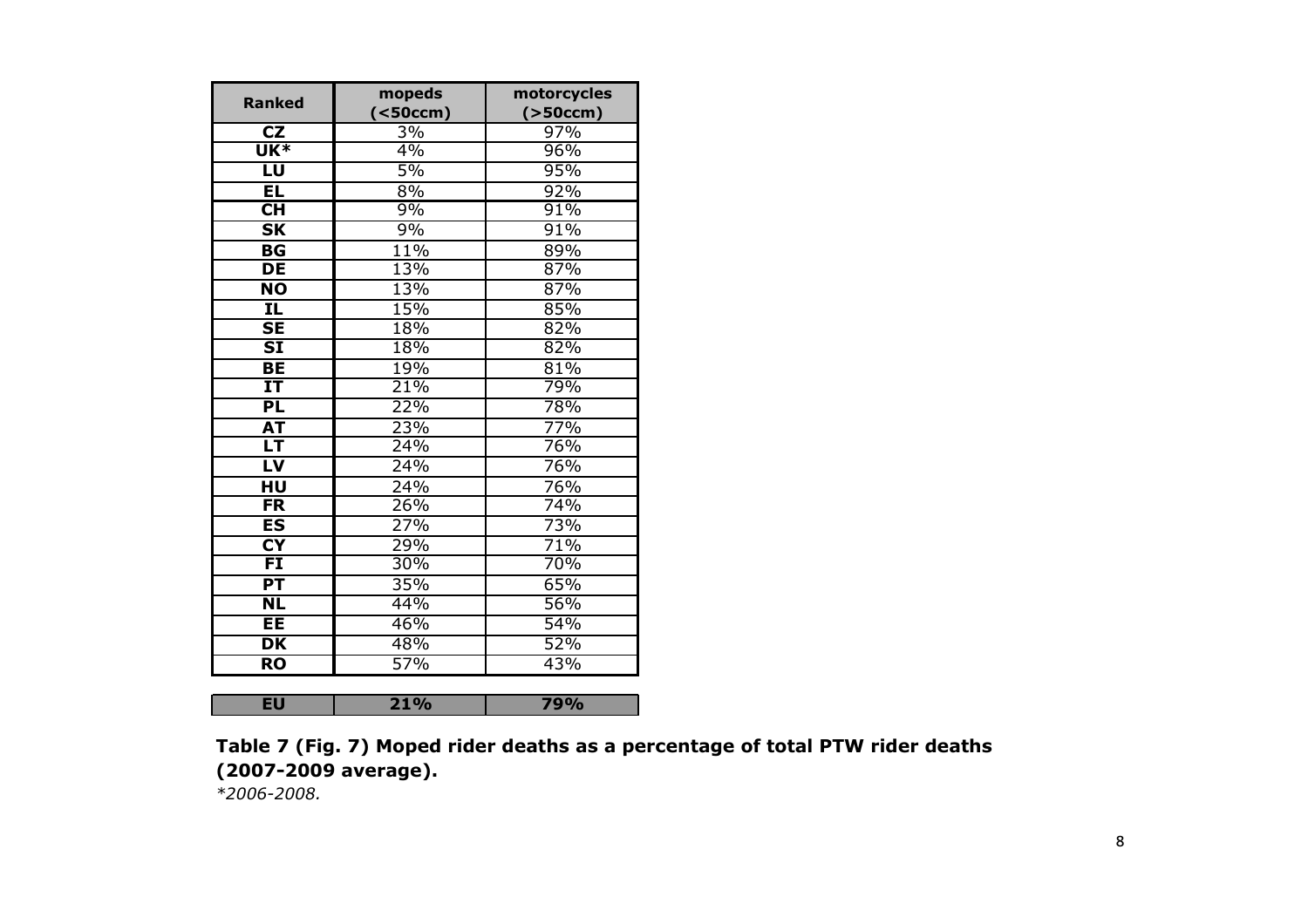| Ranked | mopeds (<50ccm) | motorcycles (>50ccm) |
|---|---|---|
| CZ | 3% | 97% |
| UK* | 4% | 96% |
| LU | 5% | 95% |
| EL | 8% | 92% |
| CH | 9% | 91% |
| SK | 9% | 91% |
| BG | 11% | 89% |
| DE | 13% | 87% |
| NO | 13% | 87% |
| IL | 15% | 85% |
| SE | 18% | 82% |
| SI | 18% | 82% |
| BE | 19% | 81% |
| IT | 21% | 79% |
| PL | 22% | 78% |
| AT | 23% | 77% |
| LT | 24% | 76% |
| LV | 24% | 76% |
| HU | 24% | 76% |
| FR | 26% | 74% |
| ES | 27% | 73% |
| CY | 29% | 71% |
| FI | 30% | 70% |
| PT | 35% | 65% |
| NL | 44% | 56% |
| EE | 46% | 54% |
| DK | 48% | 52% |
| RO | 57% | 43% |
| **EU** | **21%** | **79%** |

**Table 7 (Fig. 7) Moped rider deaths as a percentage of total PTW rider deaths (2007-2009 average).**

*\*2006-2008.*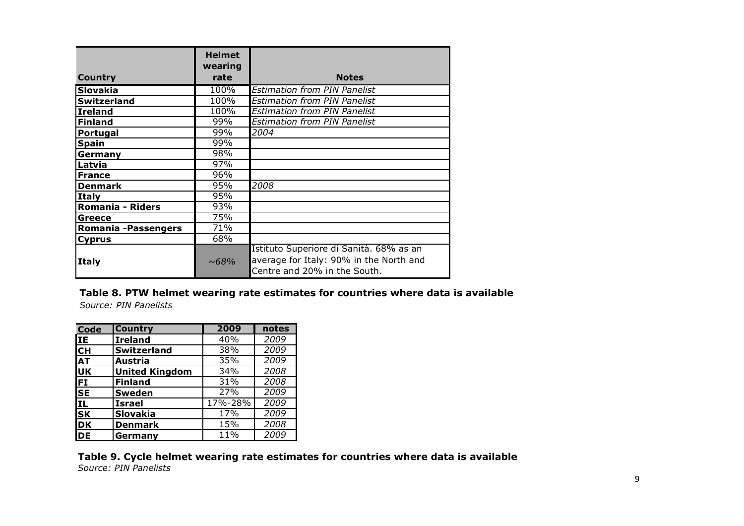| Country | Helmet wearing rate | Notes |
|---|---|---|
| **Slovakia** | 100% | *Estimation from PIN Panelist* |
| **Switzerland** | 100% | *Estimation from PIN Panelist* |
| **Ireland** | 100% | *Estimation from PIN Panelist* |
| **Finland** | 99% | *Estimation from PIN Panelist* |
| **Portugal** | 99% | *2004* |
| **Spain** | 99% | |
| **Germany** | 98% | |
| **Latvia** | 97% | |
| **France** | 96% | |
| **Denmark** | 95% | *2008* |
| **Italy** | 95% | |
| **Romania - Riders** | 93% | |
| **Greece** | 75% | |
| **Romania -Passengers** | 71% | |
| **Cyprus** | 68% | |
| **Italy** | *~68%* | Istituto Superiore di Sanità. 68% as an average for Italy: 90% in the North and Centre and 20% in the South. |

**Table 8. PTW helmet wearing rate estimates for countries where data is available**
*Source: PIN Panelists*

| Code | Country | 2009 | notes |
|---|---|---|---|
| **IE** | **Ireland** | 40% | *2009* |
| **CH** | **Switzerland** | 38% | *2009* |
| **AT** | **Austria** | 35% | *2009* |
| **UK** | **United Kingdom** | 34% | *2008* |
| **FI** | **Finland** | 31% | *2008* |
| **SE** | **Sweden** | 27% | *2009* |
| **IL** | **Israel** | 17%-28% | *2009* |
| **SK** | **Slovakia** | 17% | *2009* |
| **DK** | **Denmark** | 15% | *2008* |
| **DE** | **Germany** | 11% | *2009* |

**Table 9. Cycle helmet wearing rate estimates for countries where data is available**
*Source: PIN Panelists*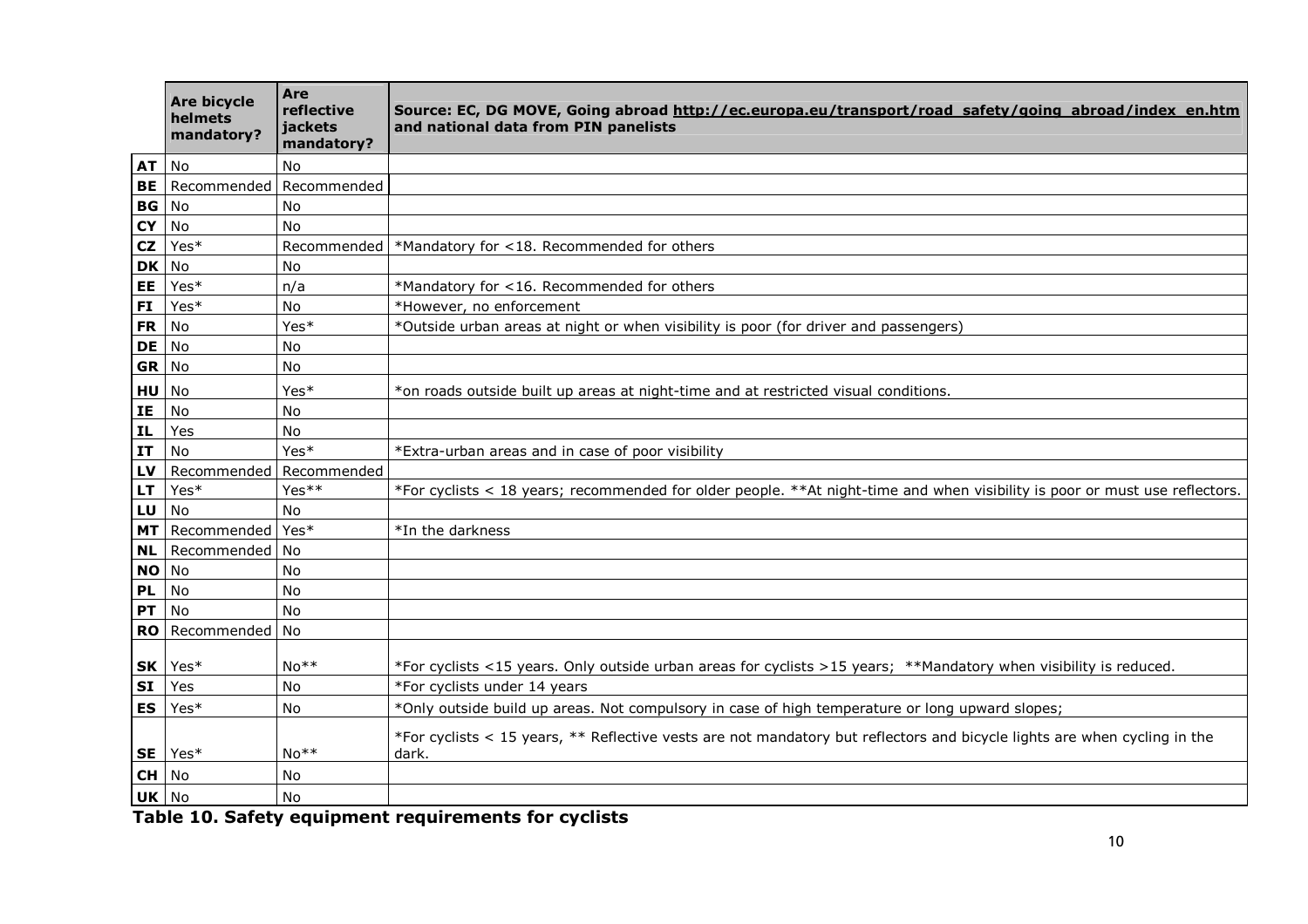| | Are bicycle helmets mandatory? | Are reflective jackets mandatory? | Source: EC, DG MOVE, Going abroad http://ec.europa.eu/transport/road_safety/going_abroad/index_en.htm and national data from PIN panelists |
|---|---|---|---|
| **AT** | No | No | |
| **BE** | Recommended | Recommended | |
| **BG** | No | No | |
| **CY** | No | No | |
| **CZ** | Yes* | Recommended | *Mandatory for <18. Recommended for others |
| **DK** | No | No | |
| **EE** | Yes* | n/a | *Mandatory for <16. Recommended for others |
| **FI** | Yes* | No | *However, no enforcement |
| **FR** | No | Yes* | *Outside urban areas at night or when visibility is poor (for driver and passengers) |
| **DE** | No | No | |
| **GR** | No | No | |
| **HU** | No | Yes* | *on roads outside built up areas at night-time and at restricted visual conditions. |
| **IE** | No | No | |
| **IL** | Yes | No | |
| **IT** | No | Yes* | *Extra-urban areas and in case of poor visibility |
| **LV** | Recommended | Recommended | |
| **LT** | Yes* | Yes** | *For cyclists < 18 years; recommended for older people. **At night-time and when visibility is poor or must use reflectors. |
| **LU** | No | No | |
| **MT** | Recommended | Yes* | *In the darkness |
| **NL** | Recommended | No | |
| **NO** | No | No | |
| **PL** | No | No | |
| **PT** | No | No | |
| **RO** | Recommended | No | |
| **SK** | Yes* | No** | *For cyclists <15 years. Only outside urban areas for cyclists >15 years; **Mandatory when visibility is reduced. |
| **SI** | Yes | No | *For cyclists under 14 years |
| **ES** | Yes* | No | *Only outside build up areas. Not compulsory in case of high temperature or long upward slopes; |
| **SE** | Yes* | No** | *For cyclists < 15 years, ** Reflective vests are not mandatory but reflectors and bicycle lights are when cycling in the dark. |
| **CH** | No | No | |
| **UK** | No | No | |

**Table 10. Safety equipment requirements for cyclists**